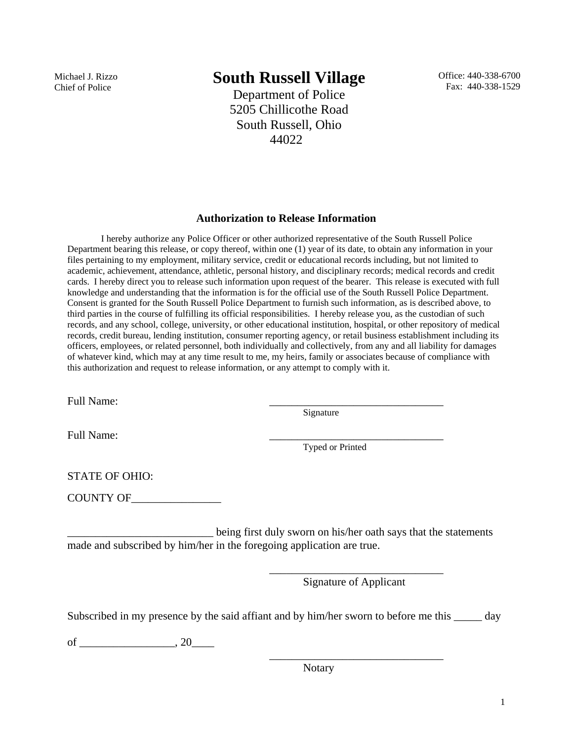Michael J. Rizzo
Chief of Police

# South Russell Village

Department of Police
5205 Chillicothe Road
South Russell, Ohio
44022

Office: 440-338-6700
Fax: 440-338-1529

## Authorization to Release Information

I hereby authorize any Police Officer or other authorized representative of the South Russell Police Department bearing this release, or copy thereof, within one (1) year of its date, to obtain any information in your files pertaining to my employment, military service, credit or educational records including, but not limited to academic, achievement, attendance, athletic, personal history, and disciplinary records; medical records and credit cards. I hereby direct you to release such information upon request of the bearer. This release is executed with full knowledge and understanding that the information is for the official use of the South Russell Police Department. Consent is granted for the South Russell Police Department to furnish such information, as is described above, to third parties in the course of fulfilling its official responsibilities. I hereby release you, as the custodian of such records, and any school, college, university, or other educational institution, hospital, or other repository of medical records, credit bureau, lending institution, consumer reporting agency, or retail business establishment including its officers, employees, or related personnel, both individually and collectively, from any and all liability for damages of whatever kind, which may at any time result to me, my heirs, family or associates because of compliance with this authorization and request to release information, or any attempt to comply with it.

Full Name: _________________________________
Signature

Full Name: _________________________________
Typed or Printed

STATE OF OHIO:

COUNTY OF________________

__________________________ being first duly sworn on his/her oath says that the statements made and subscribed by him/her in the foregoing application are true.

_______________________________
Signature of Applicant

Subscribed in my presence by the said affiant and by him/her sworn to before me this _____ day

of _________________, 20____

_______________________________
Notary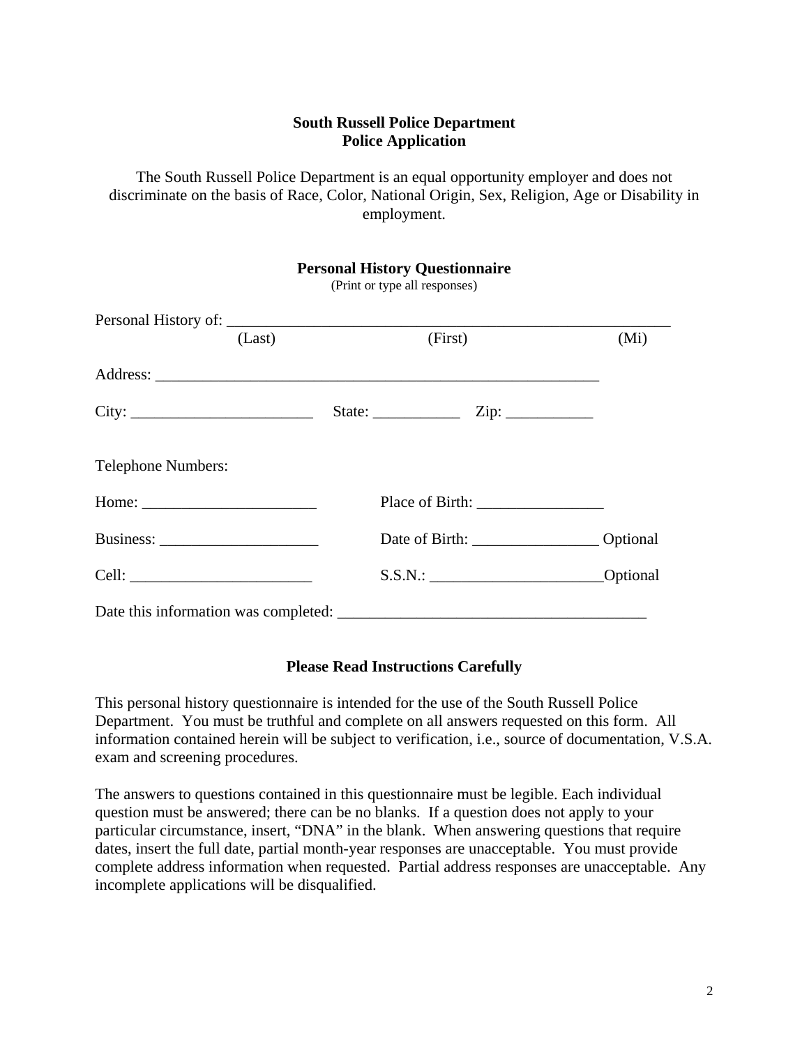**South Russell Police Department**
**Police Application**

The South Russell Police Department is an equal opportunity employer and does not discriminate on the basis of Race, Color, National Origin, Sex, Religion, Age or Disability in employment.

**Personal History Questionnaire**
(Print or type all responses)

Personal History of: ___________________________________________________________
(Last) (First) (Mi)

Address: __________________________________________________________

City: _______________________ State: ___________ Zip: ___________

Telephone Numbers:

Home: ______________________ Place of Birth: ________________

Business: ____________________ Date of Birth: ________________ Optional

Cell: _______________________ S.S.N.: ______________________Optional

Date this information was completed: ______________________________________

**Please Read Instructions Carefully**

This personal history questionnaire is intended for the use of the South Russell Police Department. You must be truthful and complete on all answers requested on this form. All information contained herein will be subject to verification, i.e., source of documentation, V.S.A. exam and screening procedures.

The answers to questions contained in this questionnaire must be legible. Each individual question must be answered; there can be no blanks. If a question does not apply to your particular circumstance, insert, "DNA" in the blank. When answering questions that require dates, insert the full date, partial month-year responses are unacceptable. You must provide complete address information when requested. Partial address responses are unacceptable. Any incomplete applications will be disqualified.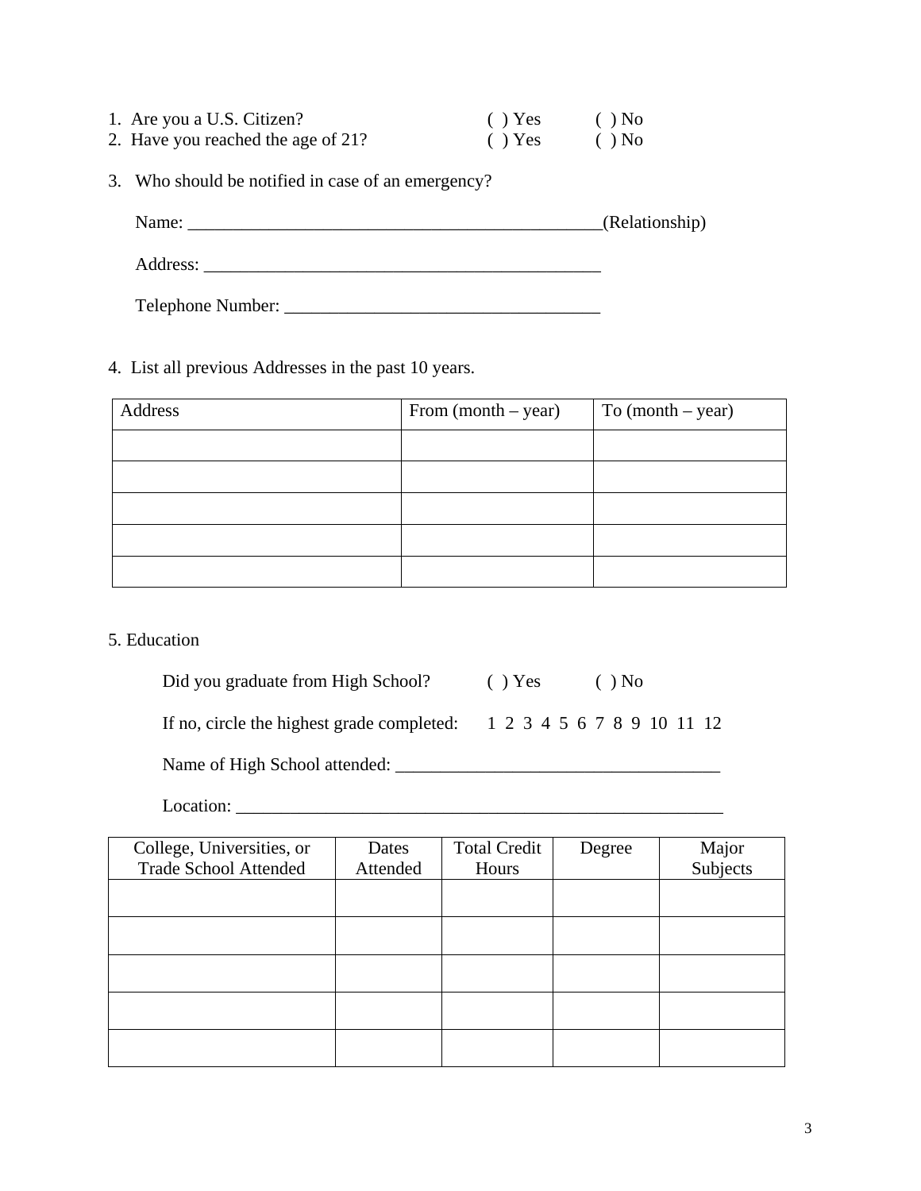1. Are you a U.S. Citizen? ( ) Yes ( ) No
2. Have you reached the age of 21? ( ) Yes ( ) No

3. Who should be notified in case of an emergency?

   Name: ______________________________________________(Relationship)

   Address: _____________________________________________

   Telephone Number: ____________________________________

4. List all previous Addresses in the past 10 years.

| Address | From (month – year) | To (month – year) |
|---|---|---|
| | | |
| | | |
| | | |
| | | |
| | | |

5. Education

   Did you graduate from High School? ( ) Yes ( ) No

   If no, circle the highest grade completed: 1 2 3 4 5 6 7 8 9 10 11 12

   Name of High School attended: _____________________________________

   Location: ________________________________________________________

| College, Universities, or Trade School Attended | Dates Attended | Total Credit Hours | Degree | Major Subjects |
|---|---|---|---|---|
| | | | | |
| | | | | |
| | | | | |
| | | | | |
| | | | | |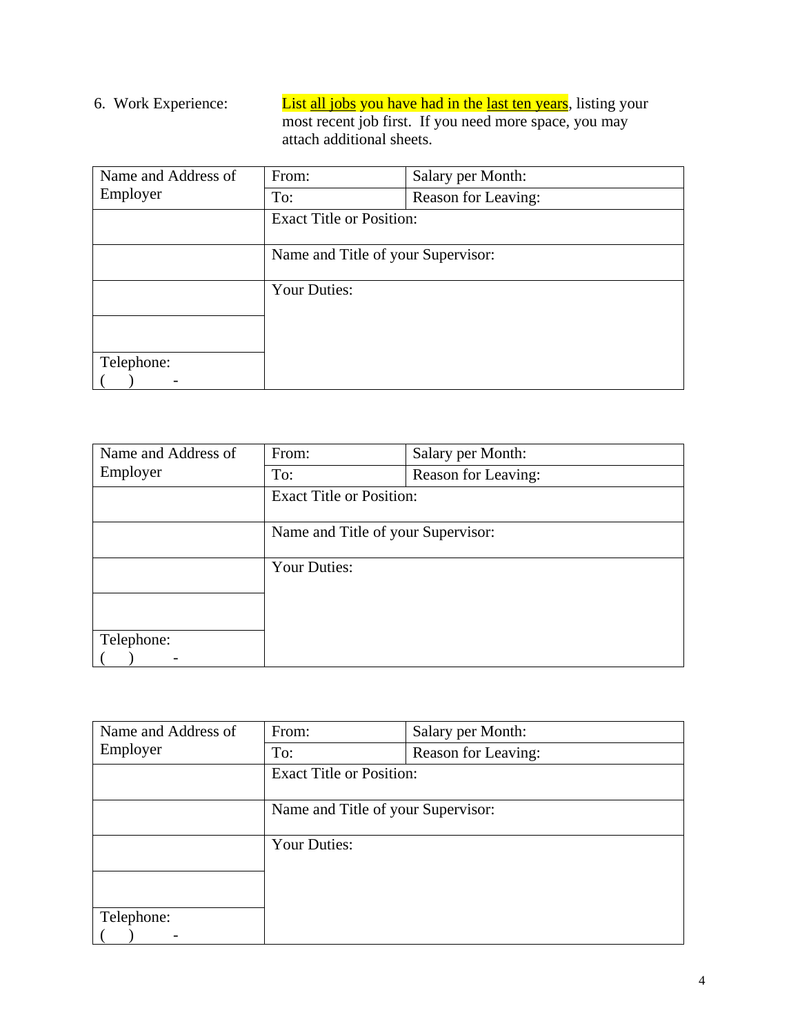6. Work Experience: List <u>all jobs</u> you have had in the <u>last ten years</u>, listing your most recent job first. If you need more space, you may attach additional sheets.

| Name and Address of Employer | From: | Salary per Month: |
|---|---|---|
| | To: | Reason for Leaving: |
| | Exact Title or Position: | |
| | Name and Title of your Supervisor: | |
| | Your Duties: | |
| | | |
| Telephone: ( ) - | | |

| Name and Address of Employer | From: | Salary per Month: |
|---|---|---|
| | To: | Reason for Leaving: |
| | Exact Title or Position: | |
| | Name and Title of your Supervisor: | |
| | Your Duties: | |
| | | |
| Telephone: ( ) - | | |

| Name and Address of Employer | From: | Salary per Month: |
|---|---|---|
| | To: | Reason for Leaving: |
| | Exact Title or Position: | |
| | Name and Title of your Supervisor: | |
| | Your Duties: | |
| | | |
| Telephone: ( ) - | | |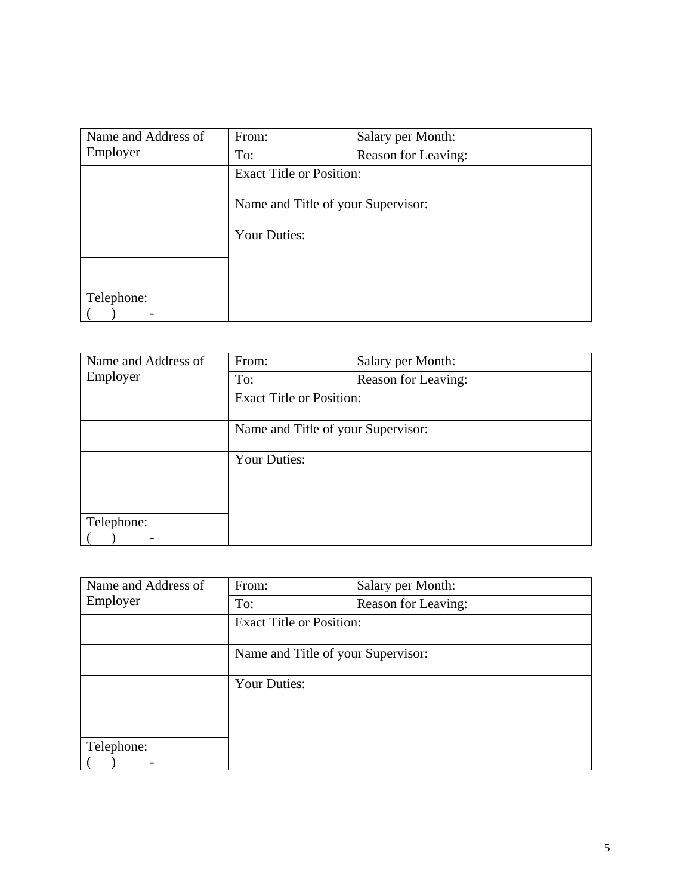| Name and Address of Employer | From: | Salary per Month: |
| --- | --- | --- |
| | To: | Reason for Leaving: |
| | Exact Title or Position: | |
| | Name and Title of your Supervisor: | |
| | Your Duties: | |
| | | |
| Telephone: ( ) - | | |

| Name and Address of Employer | From: | Salary per Month: |
| --- | --- | --- |
| | To: | Reason for Leaving: |
| | Exact Title or Position: | |
| | Name and Title of your Supervisor: | |
| | Your Duties: | |
| | | |
| Telephone: ( ) - | | |

| Name and Address of Employer | From: | Salary per Month: |
| --- | --- | --- |
| | To: | Reason for Leaving: |
| | Exact Title or Position: | |
| | Name and Title of your Supervisor: | |
| | Your Duties: | |
| | | |
| Telephone: ( ) - | | |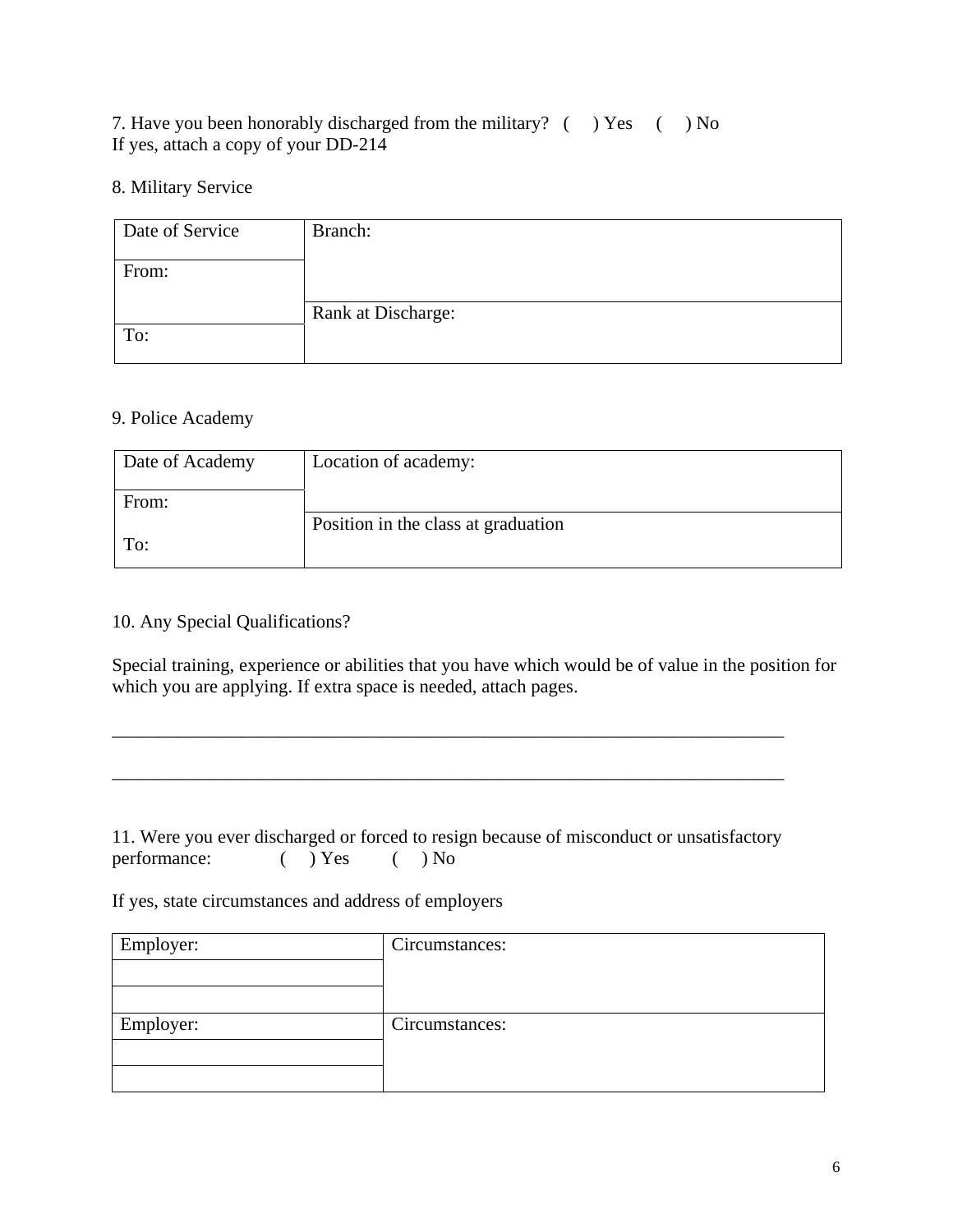7. Have you been honorably discharged from the military? (   ) Yes   (   ) No
If yes, attach a copy of your DD-214

8. Military Service

| Date of Service | Branch: |
| --- | --- |
| From: | |
| | Rank at Discharge: |
| To: | |

9. Police Academy

| Date of Academy | Location of academy: |
| --- | --- |
| From: | |
| To: | Position in the class at graduation |

10. Any Special Qualifications?

Special training, experience or abilities that you have which would be of value in the position for which you are applying. If extra space is needed, attach pages.

\_\_\_\_\_\_\_\_\_\_\_\_\_\_\_\_\_\_\_\_\_\_\_\_\_\_\_\_\_\_\_\_\_\_\_\_\_\_\_\_\_\_\_\_\_\_\_\_\_\_\_\_\_\_\_\_\_\_\_\_\_\_\_\_\_\_\_\_\_\_\_\_\_\_

\_\_\_\_\_\_\_\_\_\_\_\_\_\_\_\_\_\_\_\_\_\_\_\_\_\_\_\_\_\_\_\_\_\_\_\_\_\_\_\_\_\_\_\_\_\_\_\_\_\_\_\_\_\_\_\_\_\_\_\_\_\_\_\_\_\_\_\_\_\_\_\_\_\_

11. Were you ever discharged or forced to resign because of misconduct or unsatisfactory performance:   (   ) Yes   (   ) No

If yes, state circumstances and address of employers

| Employer: | Circumstances: |
| --- | --- |
| | |
| | |
| Employer: | Circumstances: |
| | |
| | |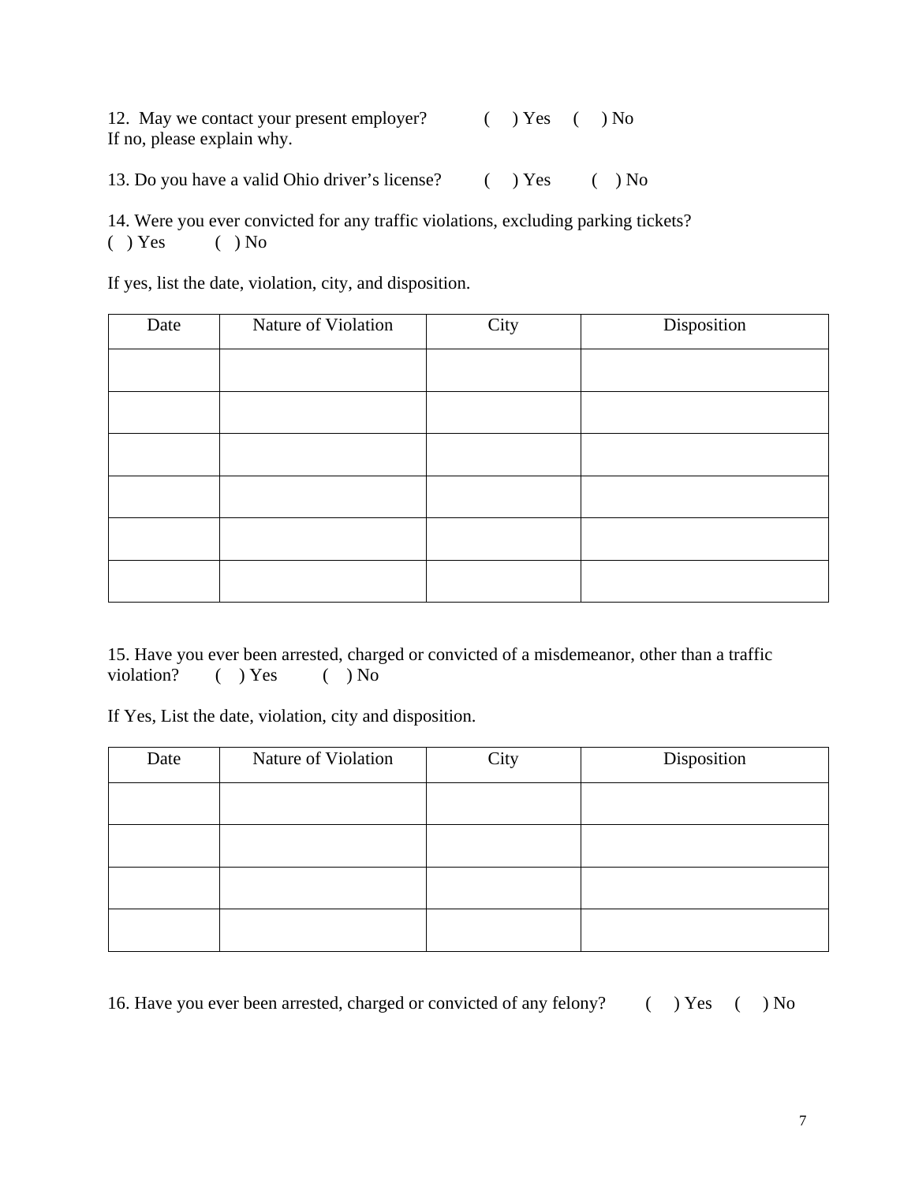12. May we contact your present employer? ( ) Yes ( ) No
If no, please explain why.

13. Do you have a valid Ohio driver's license? ( ) Yes ( ) No

14. Were you ever convicted for any traffic violations, excluding parking tickets?
( ) Yes ( ) No

If yes, list the date, violation, city, and disposition.

| Date | Nature of Violation | City | Disposition |
|---|---|---|---|
| | | | |
| | | | |
| | | | |
| | | | |
| | | | |
| | | | |

15. Have you ever been arrested, charged or convicted of a misdemeanor, other than a traffic violation? ( ) Yes ( ) No

If Yes, List the date, violation, city and disposition.

| Date | Nature of Violation | City | Disposition |
|---|---|---|---|
| | | | |
| | | | |
| | | | |
| | | | |

16. Have you ever been arrested, charged or convicted of any felony? ( ) Yes ( ) No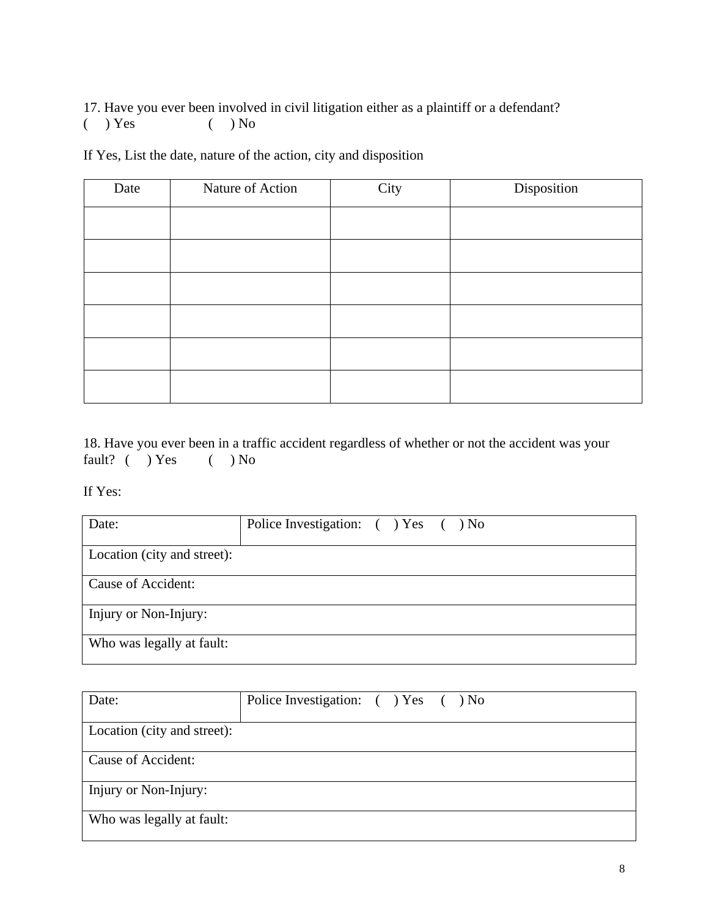17. Have you ever been involved in civil litigation either as a plaintiff or a defendant?
(    ) Yes                (    ) No

If Yes, List the date, nature of the action, city and disposition

| Date | Nature of Action | City | Disposition |
|---|---|---|---|
| | | | |
| | | | |
| | | | |
| | | | |
| | | | |
| | | | |

18. Have you ever been in a traffic accident regardless of whether or not the accident was your fault?  (    ) Yes        (    ) No

If Yes:

| Date: | Police Investigation:   (    ) Yes    (    ) No |
|---|---|
| Location (city and street): | |
| Cause of Accident: | |
| Injury or Non-Injury: | |
| Who was legally at fault: | |

| Date: | Police Investigation:   (    ) Yes    (    ) No |
|---|---|
| Location (city and street): | |
| Cause of Accident: | |
| Injury or Non-Injury: | |
| Who was legally at fault: | |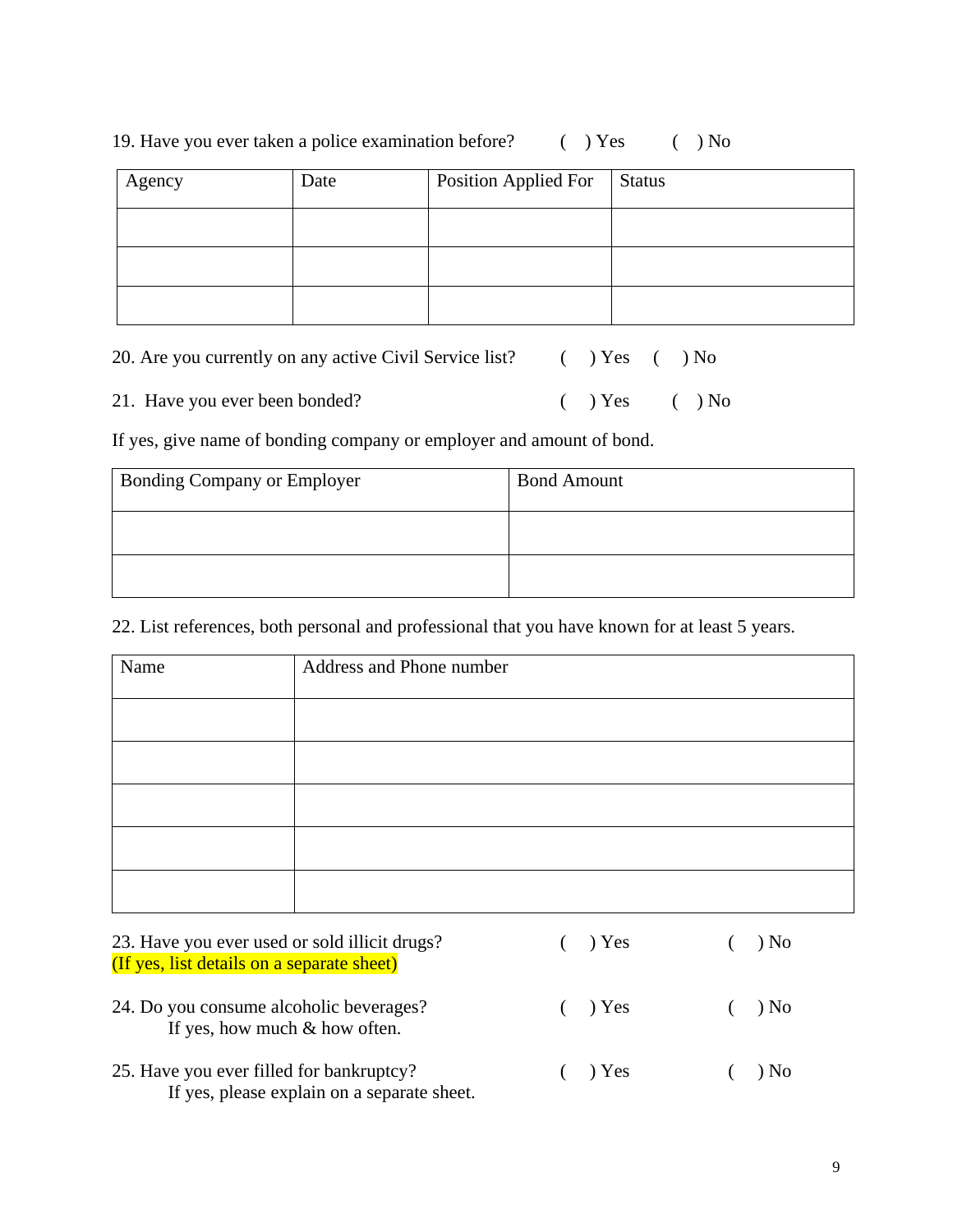19. Have you ever taken a police examination before? ( ) Yes ( ) No

| Agency | Date | Position Applied For | Status |
|---|---|---|---|
| | | | |
| | | | |
| | | | |

20. Are you currently on any active Civil Service list? ( ) Yes ( ) No

21. Have you ever been bonded? ( ) Yes ( ) No

If yes, give name of bonding company or employer and amount of bond.

| Bonding Company or Employer | Bond Amount |
|---|---|
| | |
| | |

22. List references, both personal and professional that you have known for at least 5 years.

| Name | Address and Phone number |
|---|---|
| | |
| | |
| | |
| | |
| | |

23. Have you ever used or sold illicit drugs? ( ) Yes ( ) No
(If yes, list details on a separate sheet)

24. Do you consume alcoholic beverages? ( ) Yes ( ) No
If yes, how much & how often.

25. Have you ever filled for bankruptcy? ( ) Yes ( ) No
If yes, please explain on a separate sheet.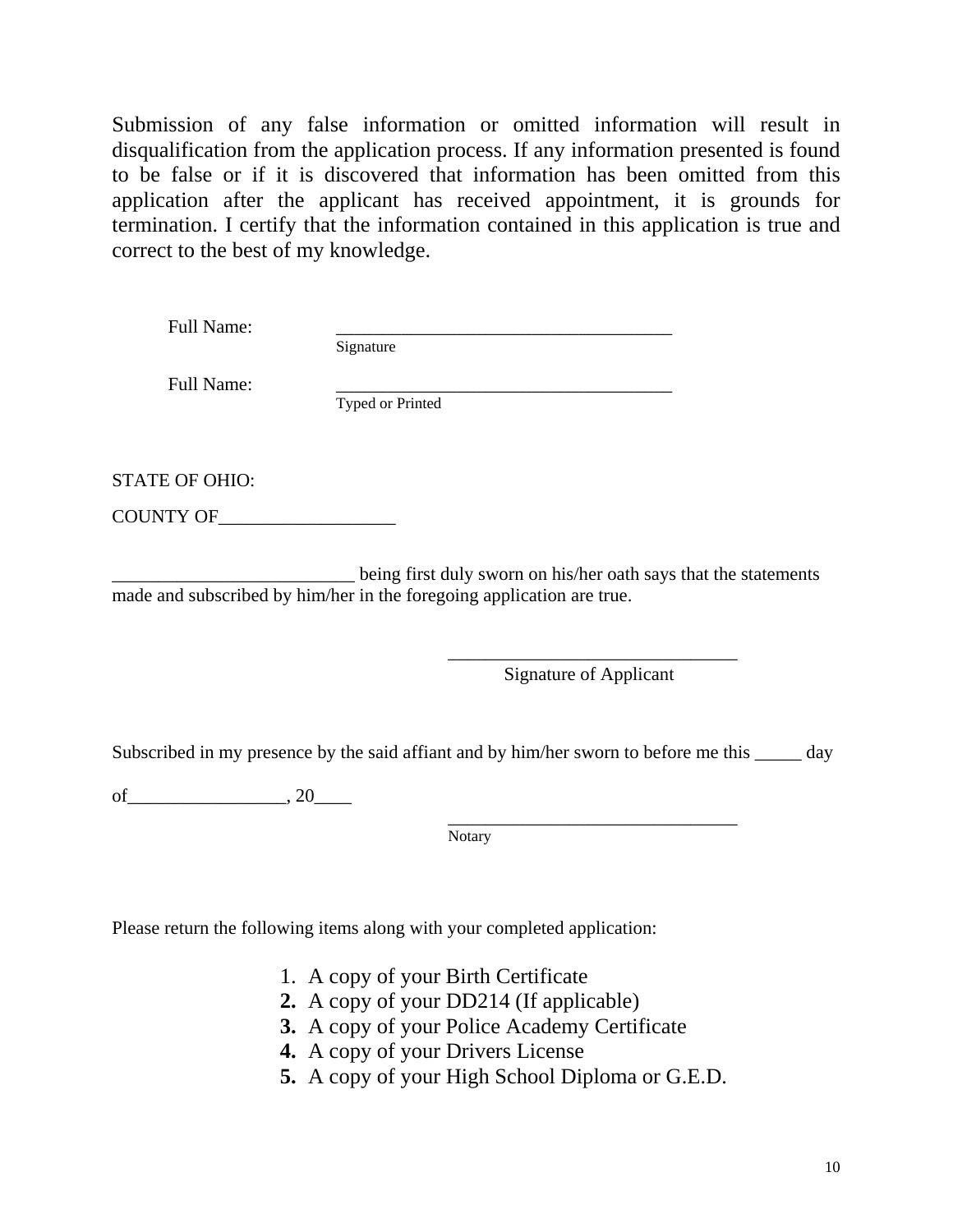Submission of any false information or omitted information will result in disqualification from the application process. If any information presented is found to be false or if it is discovered that information has been omitted from this application after the applicant has received appointment, it is grounds for termination. I certify that the information contained in this application is true and correct to the best of my knowledge.

Full Name: ______________________________________
Signature

Full Name: ______________________________________
Typed or Printed

STATE OF OHIO:

COUNTY OF___________________

__________________________ being first duly sworn on his/her oath says that the statements made and subscribed by him/her in the foregoing application are true.

________________________________
Signature of Applicant

Subscribed in my presence by the said affiant and by him/her sworn to before me this _____ day

of_________________, 20____

________________________________
Notary

Please return the following items along with your completed application:

1. A copy of your Birth Certificate
2. A copy of your DD214 (If applicable)
3. A copy of your Police Academy Certificate
4. A copy of your Drivers License
5. A copy of your High School Diploma or G.E.D.